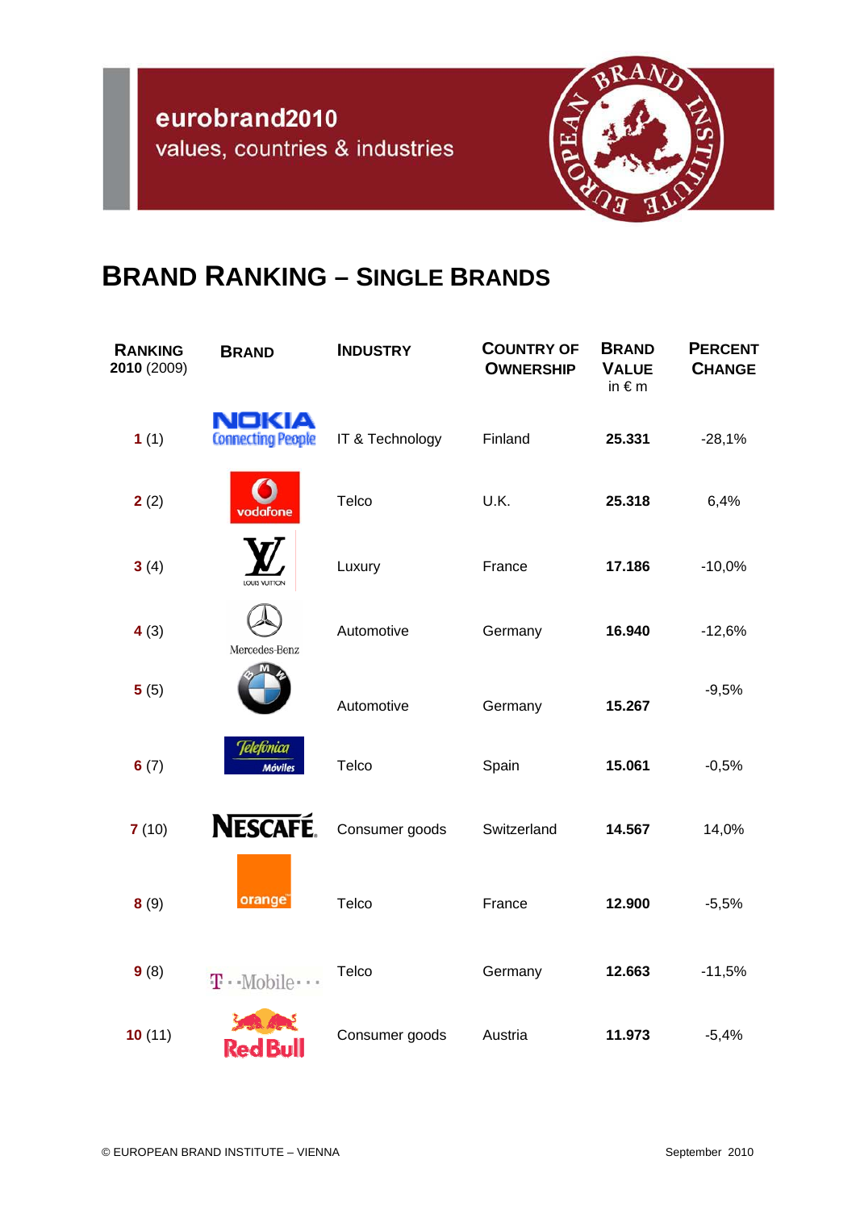eurobrand2010
values, countries & industries

# BRAND RANKING – SINGLE BRANDS

| RANKING 2010 (2009) | BRAND | INDUSTRY | COUNTRY OF OWNERSHIP | BRAND VALUE in € m | PERCENT CHANGE |
|---|---|---|---|---|---|
| **1** (1) | Nokia | IT & Technology | Finland | **25.331** | -28,1% |
| **2** (2) | Vodafone | Telco | U.K. | **25.318** | 6,4% |
| **3** (4) | Louis Vuitton | Luxury | France | **17.186** | -10,0% |
| **4** (3) | Mercedes-Benz | Automotive | Germany | **16.940** | -12,6% |
| **5** (5) | BMW | Automotive | Germany | **15.267** | -9,5% |
| **6** (7) | Telefónica Móviles | Telco | Spain | **15.061** | -0,5% |
| **7** (10) | Nescafé | Consumer goods | Switzerland | **14.567** | 14,0% |
| **8** (9) | Orange | Telco | France | **12.900** | -5,5% |
| **9** (8) | T-Mobile | Telco | Germany | **12.663** | -11,5% |
| **10** (11) | Red Bull | Consumer goods | Austria | **11.973** | -5,4% |

© EUROPEAN BRAND INSTITUTE – VIENNA

September 2010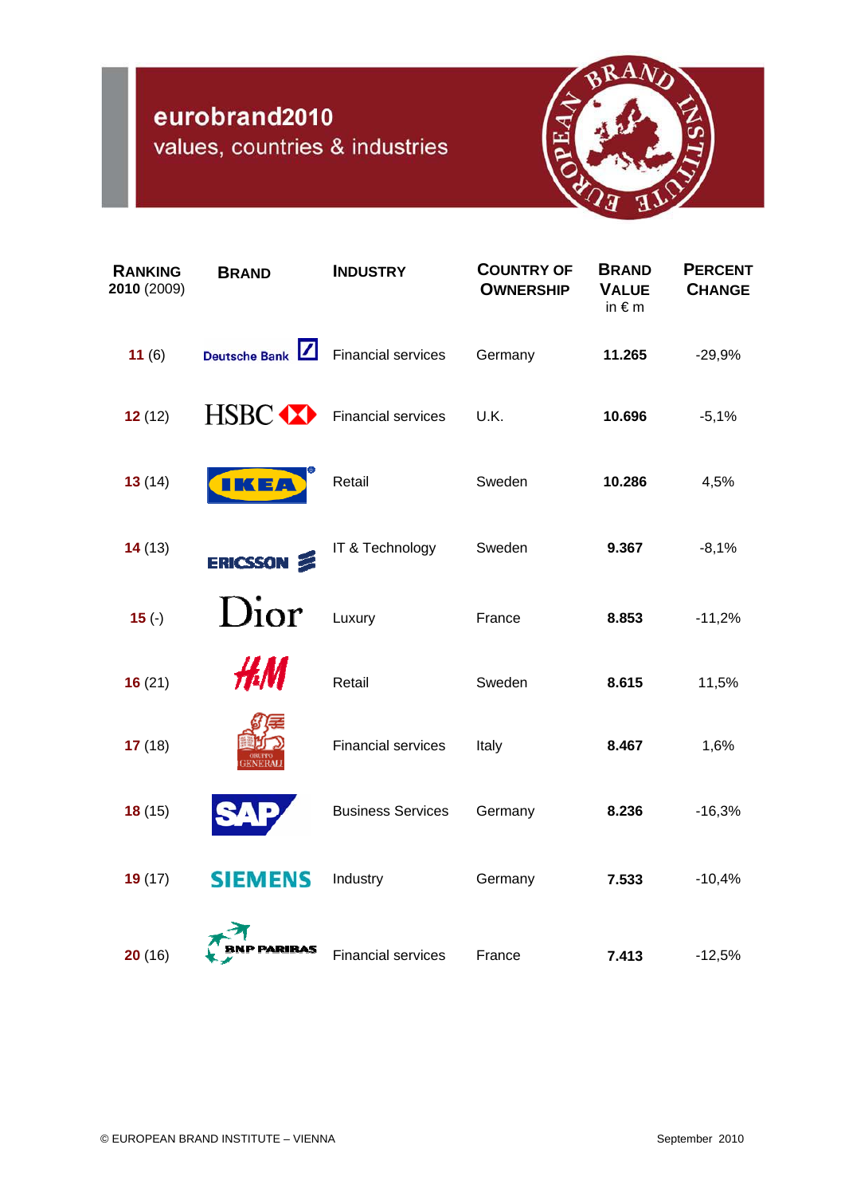# eurobrand2010

values, countries & industries

| RANKING 2010 (2009) | BRAND | INDUSTRY | COUNTRY OF OWNERSHIP | BRAND VALUE in € m | PERCENT CHANGE |
|---|---|---|---|---|---|
| 11 (6) | Deutsche Bank | Financial services | Germany | 11.265 | -29,9% |
| 12 (12) | HSBC | Financial services | U.K. | 10.696 | -5,1% |
| 13 (14) | IKEA | Retail | Sweden | 10.286 | 4,5% |
| 14 (13) | ERICSSON | IT & Technology | Sweden | 9.367 | -8,1% |
| 15 (-) | Dior | Luxury | France | 8.853 | -11,2% |
| 16 (21) | H&M | Retail | Sweden | 8.615 | 11,5% |
| 17 (18) | GRUPPO GENERALI | Financial services | Italy | 8.467 | 1,6% |
| 18 (15) | SAP | Business Services | Germany | 8.236 | -16,3% |
| 19 (17) | SIEMENS | Industry | Germany | 7.533 | -10,4% |
| 20 (16) | BNP PARIBAS | Financial services | France | 7.413 | -12,5% |

© EUROPEAN BRAND INSTITUTE – VIENNA

September 2010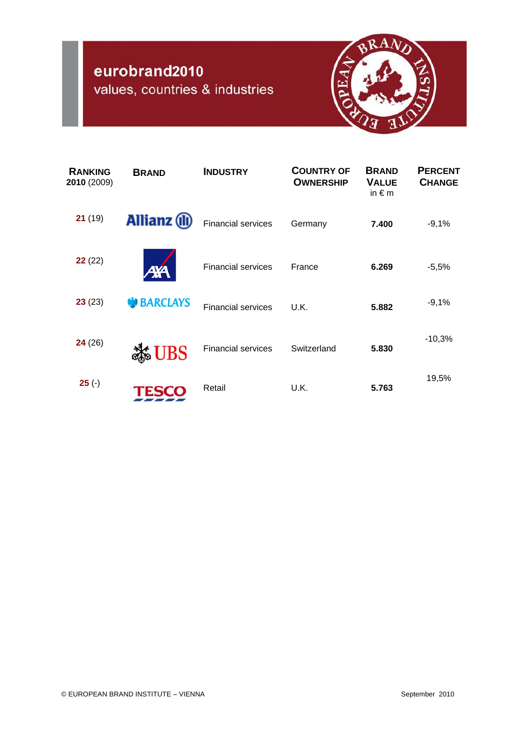**eurobrand2010**
values, countries & industries

| RANKING 2010 (2009) | BRAND | INDUSTRY | COUNTRY OF OWNERSHIP | BRAND VALUE in € m | PERCENT CHANGE |
|---|---|---|---|---|---|
| 21 (19) | Allianz | Financial services | Germany | 7.400 | -9,1% |
| 22 (22) | AXA | Financial services | France | 6.269 | -5,5% |
| 23 (23) | BARCLAYS | Financial services | U.K. | 5.882 | -9,1% |
| 24 (26) | UBS | Financial services | Switzerland | 5.830 | -10,3% |
| 25 (-) | TESCO | Retail | U.K. | 5.763 | 19,5% |

© EUROPEAN BRAND INSTITUTE – VIENNA

September 2010